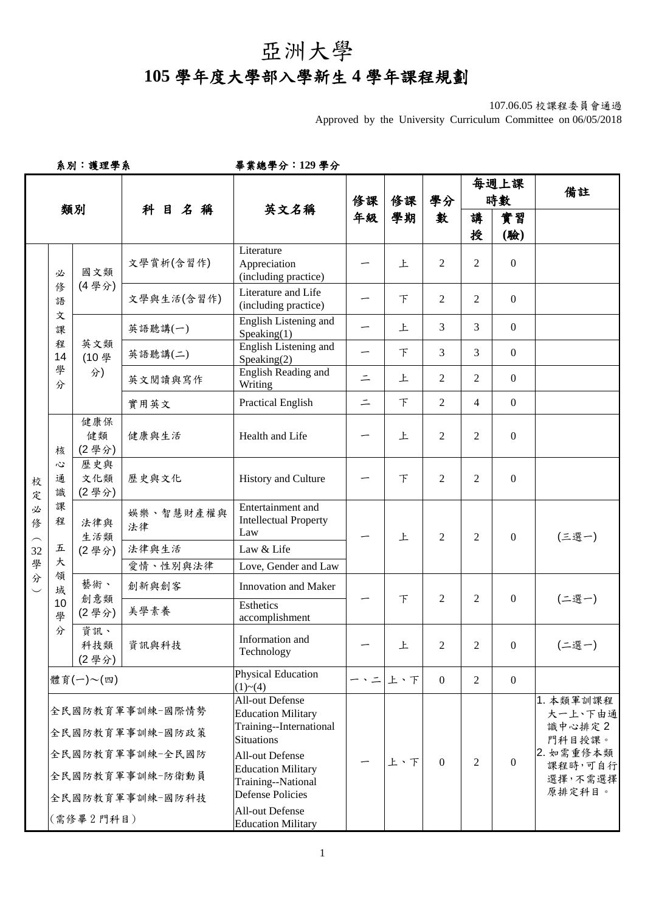# 亞洲大學

## 105 學年度大學部入學新生 4 學年課程規劃

107.06.05 校課程委員會通過
Approved by the University Curriculum Committee on 06/05/2018

系別：護理學系　　　　畢業總學分：129 學分

| 類別 | | | 科目名稱 | 英文名稱 | 修課年級 | 修課學期 | 學分數 | 每週上課時數 | | 備註 |
|---|---|---|---|---|---|---|---|---|---|---|
| | | | | | | | | 講授 | 實習(驗) | |
| 校定必修(32學分) | 必修語文課程14學分 | 國文類(4學分) | 文學賞析(含習作) | Literature Appreciation (including practice) | 一 | 上 | 2 | 2 | 0 | |
| | | | 文學與生活(含習作) | Literature and Life (including practice) | 一 | 下 | 2 | 2 | 0 | |
| | | 英文類(10學分) | 英語聽講(一) | English Listening and Speaking(1) | 一 | 上 | 3 | 3 | 0 | |
| | | | 英語聽講(二) | English Listening and Speaking(2) | 一 | 下 | 3 | 3 | 0 | |
| | | | 英文閱讀與寫作 | English Reading and Writing | 二 | 上 | 2 | 2 | 0 | |
| | | | 實用英文 | Practical English | 二 | 下 | 2 | 4 | 0 | |
| | 核心通識課程五大領域10學分 | 健康保健類(2學分) | 健康與生活 | Health and Life | 一 | 上 | 2 | 2 | 0 | |
| | | 歷史與文化類(2學分) | 歷史與文化 | History and Culture | 一 | 下 | 2 | 2 | 0 | |
| | | 法律與生活類(2學分) | 娛樂、智慧財產權與法律 | Entertainment and Intellectual Property Law | 一 | 上 | 2 | 2 | 0 | (三選一) |
| | | | 法律與生活 | Law & Life | | | | | | |
| | | | 愛情、性別與法律 | Love, Gender and Law | | | | | | |
| | | 藝術、創意類(2學分) | 創新與創客 | Innovation and Maker | 一 | 下 | 2 | 2 | 0 | (二選一) |
| | | | 美學素養 | Esthetics accomplishment | | | | | | |
| | | 資訊、科技類(2學分) | 資訊與科技 | Information and Technology | 一 | 上 | 2 | 2 | 0 | (二選一) |
| | 體育(一)～(四) | | | Physical Education (1)~(4) | 一、二 | 上、下 | 0 | 2 | 0 | |
| | 全民國防教育軍事訓練-國際情勢<br>全民國防教育軍事訓練-國防政策<br>全民國防教育軍事訓練-全民國防<br>全民國防教育軍事訓練-防衛動員<br>全民國防教育軍事訓練-國防科技<br>(需修畢2門科目) | | | All-out Defense Education Military Training--International Situations<br>All-out Defense Education Military Training--National Defense Policies<br>All-out Defense Education Military | 一 | 上、下 | 0 | 2 | 0 | 1. 本類軍訓課程大一上、下由通識中心排定2門科目授課。<br>2. 如需重修本類課程時，可自行選擇，不需選擇原排定科目。 |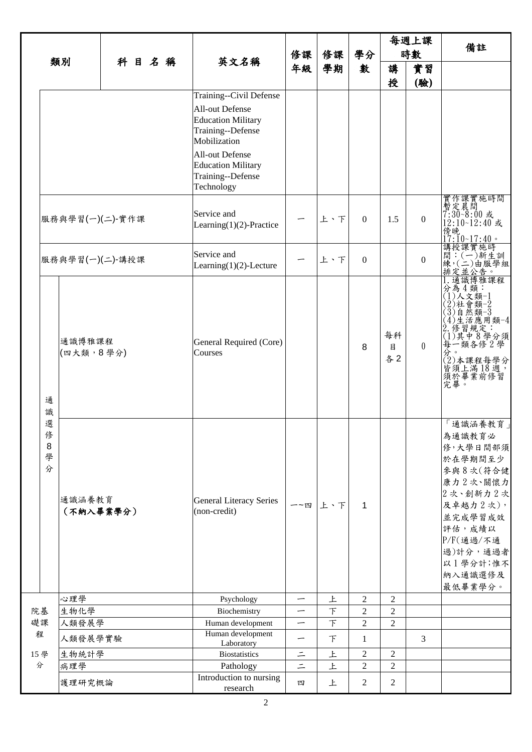| 類別 | | 科目名稱 | 英文名稱 | 修課年級 | 修課學期 | 學分數 | 每週上課時數 | | 備註 |
|---|---|---|---|---|---|---|---|---|---|
| | | | | | | | 講授 | 實習(驗) | |
| | | | Training--Civil Defense<br>All-out Defense Education Military Training--Defense Mobilization<br>All-out Defense Education Military Training--Defense Technology | | | | | | |
| 服務與學習(一)(二)-實作課 | | | Service and Learning(1)(2)-Practice | 一 | 上、下 | 0 | 1.5 | 0 | 實作課實施時間暫定晨間7:30~8:00或12:10~12:40或傍晚17:10~17:40。 |
| 服務與學習(一)(二)-講授課 | | | Service and Learning(1)(2)-Lecture | 一 | 上、下 | 0 | | 0 | 講授課實施時間：(一)新生訓練，(二)由服學組排定並公告。 |
| 通識選修8學分 | 通識博雅課程(四大類，8學分) | | General Required (Core) Courses | | | 8 | 每科目各2 | 0 | 1.通識博雅課程分為4類：(1)人文類-1 (2)社會類-2 (3)自然類-3 (4)生活應用類-4 2.修習規定：(1)其中8學分須每一類各修2學分。(2)本課程每學分皆須上滿18週，須於畢業前修習完畢。 |
| | 通識涵養教育(不納入畢業學分) | | General Literacy Series (non-credit) | 一~四 | 上、下 | 1 | | | 「通識涵養教育」為通識教育必修，大學日間部須於在學期間至少參與8次(符合健康力2次、關懷力2次、創新力2次及卓越力2次)，並完成學習成效評估，成績以P/F(通過/不通過)計分，通過者以1學分計;惟不納入通識選修及最低畢業學分。 |
| 院基礎課程15學分 | 心理學 | | Psychology | 一 | 上 | 2 | 2 | | |
| | 生物化學 | | Biochemistry | 一 | 下 | 2 | 2 | | |
| | 人類發展學 | | Human development | 一 | 下 | 2 | 2 | | |
| | 人類發展學實驗 | | Human development Laboratory | 一 | 下 | 1 | | 3 | |
| | 生物統計學 | | Biostatistics | 二 | 上 | 2 | 2 | | |
| | 病理學 | | Pathology | 二 | 上 | 2 | 2 | | |
| | 護理研究概論 | | Introduction to nursing research | 四 | 上 | 2 | 2 | | |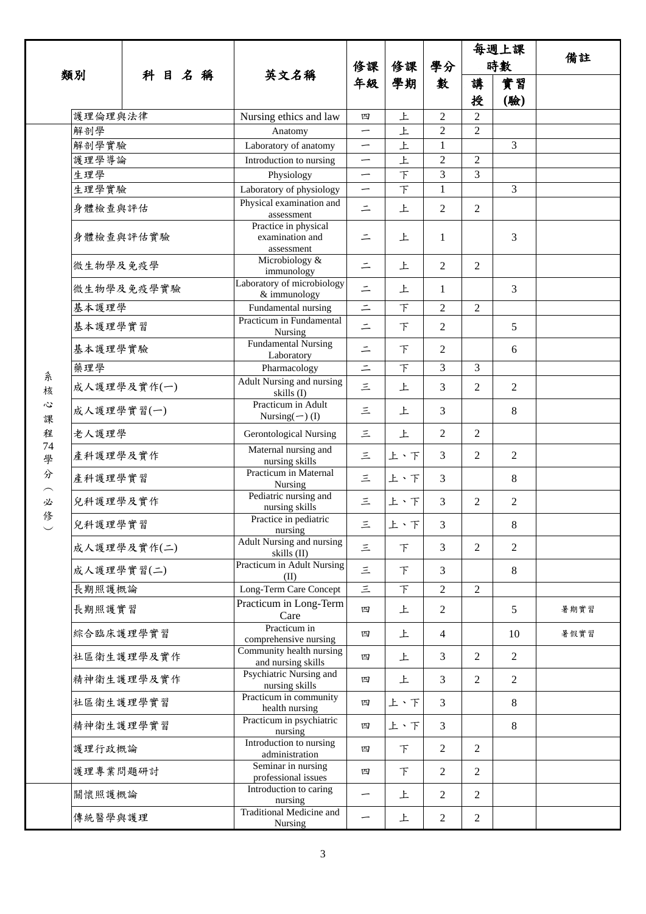| 類別 | 科目名稱 | 英文名稱 | 修課年級 | 修課學期 | 學分數 | 每週上課時數 | | 備註 |
|---|---|---|---|---|---|---|---|---|
| | | | | | | 講授 | 實習(驗) | |
| | 護理倫理與法律 | Nursing ethics and law | 四 | 上 | 2 | 2 | | |
| 系核心課程74學分（必修） | 解剖學 | Anatomy | 一 | 上 | 2 | 2 | | |
| | 解剖學實驗 | Laboratory of anatomy | 一 | 上 | 1 | | 3 | |
| | 護理學導論 | Introduction to nursing | 一 | 上 | 2 | 2 | | |
| | 生理學 | Physiology | 一 | 下 | 3 | 3 | | |
| | 生理學實驗 | Laboratory of physiology | 一 | 下 | 1 | | 3 | |
| | 身體檢查與評估 | Physical examination and assessment | 二 | 上 | 2 | 2 | | |
| | 身體檢查與評估實驗 | Practice in physical examination and assessment | 二 | 上 | 1 | | 3 | |
| | 微生物學及免疫學 | Microbiology & immunology | 二 | 上 | 2 | 2 | | |
| | 微生物學及免疫學實驗 | Laboratory of microbiology & immunology | 二 | 上 | 1 | | 3 | |
| | 基本護理學 | Fundamental nursing | 二 | 下 | 2 | 2 | | |
| | 基本護理學實習 | Practicum in Fundamental Nursing | 二 | 下 | 2 | | 5 | |
| | 基本護理學實驗 | Fundamental Nursing Laboratory | 二 | 下 | 2 | | 6 | |
| | 藥理學 | Pharmacology | 二 | 下 | 3 | 3 | | |
| | 成人護理學及實作(一) | Adult Nursing and nursing skills (I) | 三 | 上 | 3 | 2 | 2 | |
| | 成人護理學實習(一) | Practicum in Adult Nursing(一) (I) | 三 | 上 | 3 | | 8 | |
| | 老人護理學 | Gerontological Nursing | 三 | 上 | 2 | 2 | | |
| | 產科護理學及實作 | Maternal nursing and nursing skills | 三 | 上、下 | 3 | 2 | 2 | |
| | 產科護理學實習 | Practicum in Maternal Nursing | 三 | 上、下 | 3 | | 8 | |
| | 兒科護理學及實作 | Pediatric nursing and nursing skills | 三 | 上、下 | 3 | 2 | 2 | |
| | 兒科護理學實習 | Practice in pediatric nursing | 三 | 上、下 | 3 | | 8 | |
| | 成人護理學及實作(二) | Adult Nursing and nursing skills (II) | 三 | 下 | 3 | 2 | 2 | |
| | 成人護理學實習(二) | Practicum in Adult Nursing (II) | 三 | 下 | 3 | | 8 | |
| | 長期照護概論 | Long-Term Care Concept | 三 | 下 | 2 | 2 | | |
| | 長期照護實習 | Practicum in Long-Term Care | 四 | 上 | 2 | | 5 | 暑期實習 |
| | 綜合臨床護理學實習 | Practicum in comprehensive nursing | 四 | 上 | 4 | | 10 | 暑假實習 |
| | 社區衛生護理學及實作 | Community health nursing and nursing skills | 四 | 上 | 3 | 2 | 2 | |
| | 精神衛生護理學及實作 | Psychiatric Nursing and nursing skills | 四 | 上 | 3 | 2 | 2 | |
| | 社區衛生護理學實習 | Practicum in community health nursing | 四 | 上、下 | 3 | | 8 | |
| | 精神衛生護理學實習 | Practicum in psychiatric nursing | 四 | 上、下 | 3 | | 8 | |
| | 護理行政概論 | Introduction to nursing administration | 四 | 下 | 2 | 2 | | |
| | 護理專業問題研討 | Seminar in nursing professional issues | 四 | 下 | 2 | 2 | | |
| | 關懷照護概論 | Introduction to caring nursing | 一 | 上 | 2 | 2 | | |
| | 傳統醫學與護理 | Traditional Medicine and Nursing | 一 | 上 | 2 | 2 | | |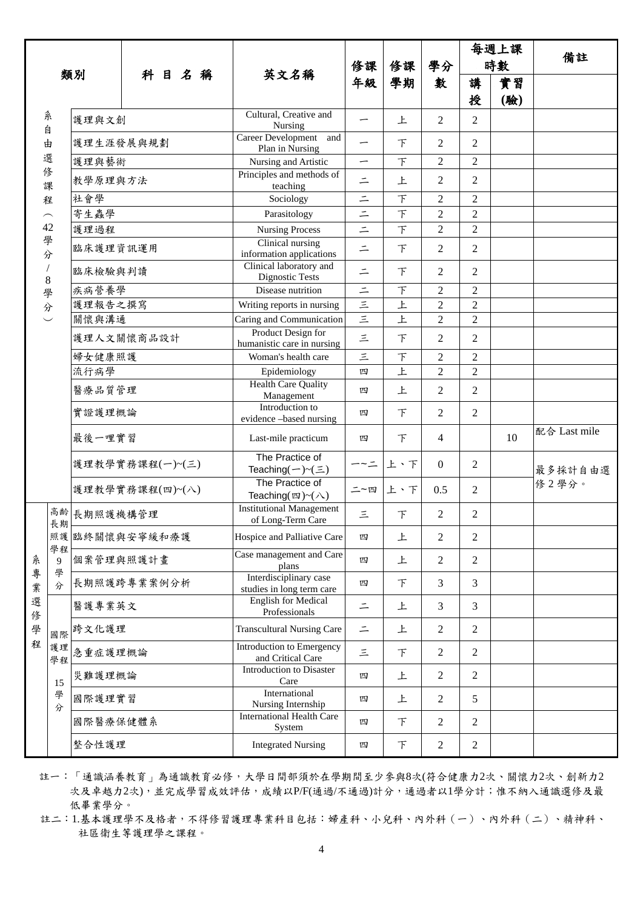| 類別 | | 科 目 名 稱 | 英文名稱 | 修課年級 | 修課學期 | 學分數 | 每週上課時數 | | 備註 |
|---|---|---|---|---|---|---|---|---|---|
| | | | | | | | 講授 | 實習(驗) | |
| 系自由選修課程（42學分/8學分） | | 護理與文創 | Cultural, Creative and Nursing | 一 | 上 | 2 | 2 | | |
| | | 護理生涯發展與規劃 | Career Development and Plan in Nursing | 一 | 下 | 2 | 2 | | |
| | | 護理與藝術 | Nursing and Artistic | 一 | 下 | 2 | 2 | | |
| | | 教學原理與方法 | Principles and methods of teaching | 二 | 上 | 2 | 2 | | |
| | | 社會學 | Sociology | 二 | 下 | 2 | 2 | | |
| | | 寄生蟲學 | Parasitology | 二 | 下 | 2 | 2 | | |
| | | 護理過程 | Nursing Process | 二 | 下 | 2 | 2 | | |
| | | 臨床護理資訊運用 | Clinical nursing information applications | 二 | 下 | 2 | 2 | | |
| | | 臨床檢驗與判讀 | Clinical laboratory and Dignostic Tests | 二 | 下 | 2 | 2 | | |
| | | 疾病營養學 | Disease nutrition | 二 | 下 | 2 | 2 | | |
| | | 護理報告之撰寫 | Writing reports in nursing | 三 | 上 | 2 | 2 | | |
| | | 關懷與溝通 | Caring and Communication | 三 | 上 | 2 | 2 | | |
| | | 護理人文關懷商品設計 | Product Design for humanistic care in nursing | 三 | 下 | 2 | 2 | | |
| | | 婦女健康照護 | Woman's health care | 三 | 下 | 2 | 2 | | |
| | | 流行病學 | Epidemiology | 四 | 上 | 2 | 2 | | |
| | | 醫療品質管理 | Health Care Quality Management | 四 | 上 | 2 | 2 | | |
| | | 實證護理概論 | Introduction to evidence –based nursing | 四 | 下 | 2 | 2 | | |
| | | 最後一哩實習 | Last-mile practicum | 四 | 下 | 4 | | 10 | 配合 Last mile |
| | | 護理教學實務課程(一)~(三) | The Practice of Teaching(一)~(三) | 一~二 | 上、下 | 0 | 2 | | 最多採計自由選修2學分。 |
| | | 護理教學實務課程(四)~(八) | The Practice of Teaching(四)~(八) | 二~四 | 上、下 | 0.5 | 2 | | |
| 系專業選修學程 | 高齡長期照護學程9學分 | 長期照護機構管理 | Institutional Management of Long-Term Care | 三 | 下 | 2 | 2 | | |
| | | 臨終關懷與安寧緩和療護 | Hospice and Palliative Care | 四 | 上 | 2 | 2 | | |
| | | 個案管理與照護計畫 | Case management and Care plans | 四 | 上 | 2 | 2 | | |
| | | 長期照護跨專業案例分析 | Interdisciplinary case studies in long term care | 四 | 下 | 3 | 3 | | |
| | 國際護理學程15學分 | 醫護專業英文 | English for Medical Professionals | 二 | 上 | 3 | 3 | | |
| | | 跨文化護理 | Transcultural Nursing Care | 二 | 上 | 2 | 2 | | |
| | | 急重症護理概論 | Introduction to Emergency and Critical Care | 三 | 下 | 2 | 2 | | |
| | | 災難護理概論 | Introduction to Disaster Care | 四 | 上 | 2 | 2 | | |
| | | 國際護理實習 | International Nursing Internship | 四 | 上 | 2 | 5 | | |
| | | 國際醫療保健體系 | International Health Care System | 四 | 下 | 2 | 2 | | |
| | | 整合性護理 | Integrated Nursing | 四 | 下 | 2 | 2 | | |

註一：「通識涵養教育」為通識教育必修，大學日間部須於在學期間至少參與8次(符合健康力2次、關懷力2次、創新力2次及卓越力2次)，並完成學習成效評估，成績以P/F(通過/不通過)計分，通過者以1學分計；惟不納入通識選修及最低畢業學分。

註二：1.基本護理學不及格者，不得修習護理專業科目包括：婦產科、小兒科、內外科（一）、內外科（二）、精神科、社區衛生等護理學之課程。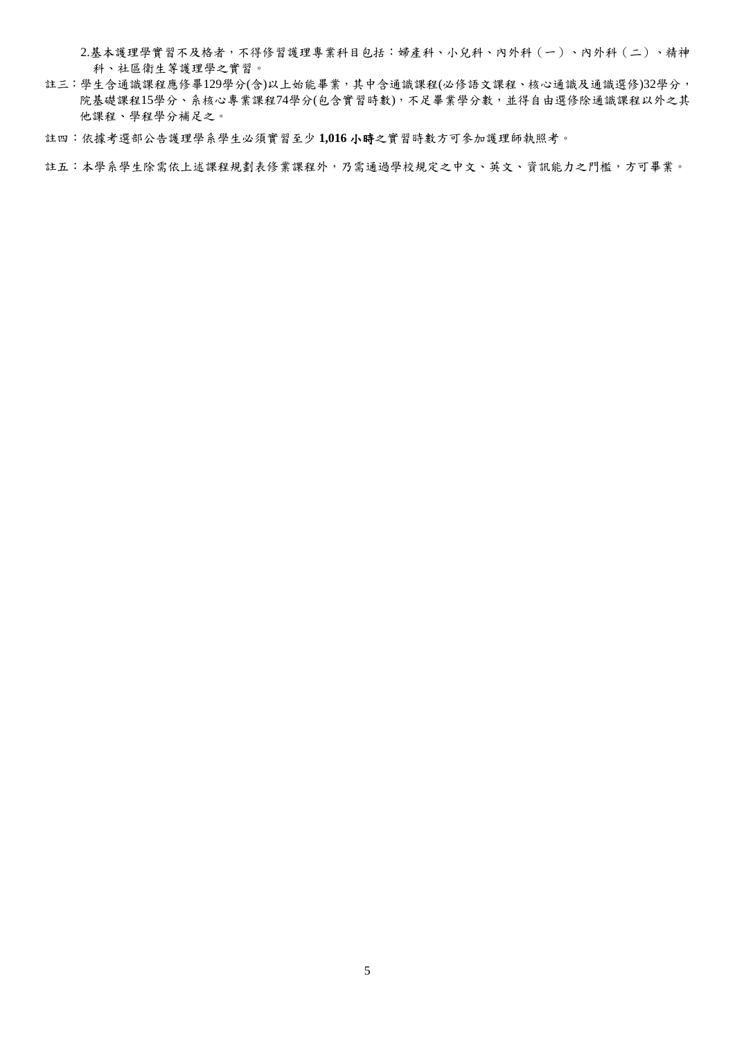2.基本護理學實習不及格者，不得修習護理專業科目包括：婦產科、小兒科、內外科（一）、內外科（二）、精神科、社區衛生等護理學之實習。

註三：學生含通識課程應修畢129學分(含)以上始能畢業，其中含通識課程(必修語文課程、核心通識及通識選修)32學分，院基礎課程15學分、系核心專業課程74學分(包含實習時數)，不足畢業學分數，並得自由選修除通識課程以外之其他課程、學程學分補足之。

註四：依據考選部公告護理學系學生必須實習至少 **1,016 小時**之實習時數方可參加護理師執照考。

註五：本學系學生除需依上述課程規劃表修業課程外，乃需通過學校規定之中文、英文、資訊能力之門檻，方可畢業。